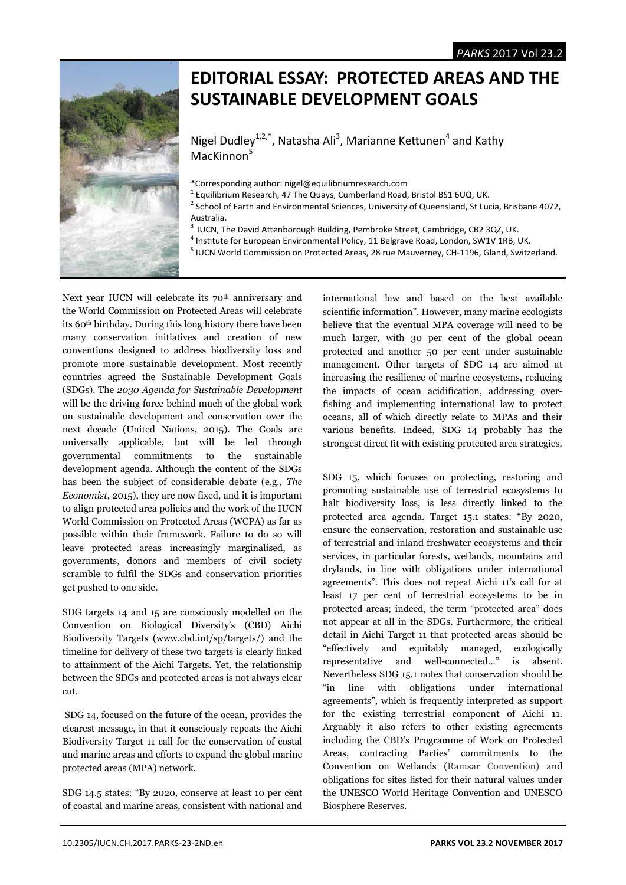# EDITORIAL ESSAY: PROTECTED AREAS AND THE SUSTAINABLE DEVELOPMENT GOALS

Nigel Dudley[1,2,*], Natasha Ali[3], Marianne Kettunen[4] and Kathy MacKinnon[5]

*Corresponding author: nigel@equilibriumresearch.com
[1] Equilibrium Research, 47 The Quays, Cumberland Road, Bristol BS1 6UQ, UK.
[2] School of Earth and Environmental Sciences, University of Queensland, St Lucia, Brisbane 4072, Australia.
[3] IUCN, The David Attenborough Building, Pembroke Street, Cambridge, CB2 3QZ, UK.
[4] Institute for European Environmental Policy, 11 Belgrave Road, London, SW1V 1RB, UK.
[5] IUCN World Commission on Protected Areas, 28 rue Mauverney, CH-1196, Gland, Switzerland.

Next year IUCN will celebrate its 70th anniversary and the World Commission on Protected Areas will celebrate its 60th birthday. During this long history there have been many conservation initiatives and creation of new conventions designed to address biodiversity loss and promote more sustainable development. Most recently countries agreed the Sustainable Development Goals (SDGs). The *2030 Agenda for Sustainable Development* will be the driving force behind much of the global work on sustainable development and conservation over the next decade (United Nations, 2015). The Goals are universally applicable, but will be led through governmental commitments to the sustainable development agenda. Although the content of the SDGs has been the subject of considerable debate (e.g., *The Economist*, 2015), they are now fixed, and it is important to align protected area policies and the work of the IUCN World Commission on Protected Areas (WCPA) as far as possible within their framework. Failure to do so will leave protected areas increasingly marginalised, as governments, donors and members of civil society scramble to fulfil the SDGs and conservation priorities get pushed to one side.

SDG targets 14 and 15 are consciously modelled on the Convention on Biological Diversity's (CBD) Aichi Biodiversity Targets (www.cbd.int/sp/targets/) and the timeline for delivery of these two targets is clearly linked to attainment of the Aichi Targets. Yet, the relationship between the SDGs and protected areas is not always clear cut.

SDG 14, focused on the future of the ocean, provides the clearest message, in that it consciously repeats the Aichi Biodiversity Target 11 call for the conservation of costal and marine areas and efforts to expand the global marine protected areas (MPA) network.

SDG 14.5 states: "By 2020, conserve at least 10 per cent of coastal and marine areas, consistent with national and international law and based on the best available scientific information". However, many marine ecologists believe that the eventual MPA coverage will need to be much larger, with 30 per cent of the global ocean protected and another 50 per cent under sustainable management. Other targets of SDG 14 are aimed at increasing the resilience of marine ecosystems, reducing the impacts of ocean acidification, addressing over-fishing and implementing international law to protect oceans, all of which directly relate to MPAs and their various benefits. Indeed, SDG 14 probably has the strongest direct fit with existing protected area strategies.

SDG 15, which focuses on protecting, restoring and promoting sustainable use of terrestrial ecosystems to halt biodiversity loss, is less directly linked to the protected area agenda. Target 15.1 states: "By 2020, ensure the conservation, restoration and sustainable use of terrestrial and inland freshwater ecosystems and their services, in particular forests, wetlands, mountains and drylands, in line with obligations under international agreements". This does not repeat Aichi 11's call for at least 17 per cent of terrestrial ecosystems to be in protected areas; indeed, the term "protected area" does not appear at all in the SDGs. Furthermore, the critical detail in Aichi Target 11 that protected areas should be "effectively and equitably managed, ecologically representative and well-connected…" is absent. Nevertheless SDG 15.1 notes that conservation should be "in line with obligations under international agreements", which is frequently interpreted as support for the existing terrestrial component of Aichi 11. Arguably it also refers to other existing agreements including the CBD's Programme of Work on Protected Areas, contracting Parties' commitments to the Convention on Wetlands (Ramsar Convention) and obligations for sites listed for their natural values under the UNESCO World Heritage Convention and UNESCO Biosphere Reserves.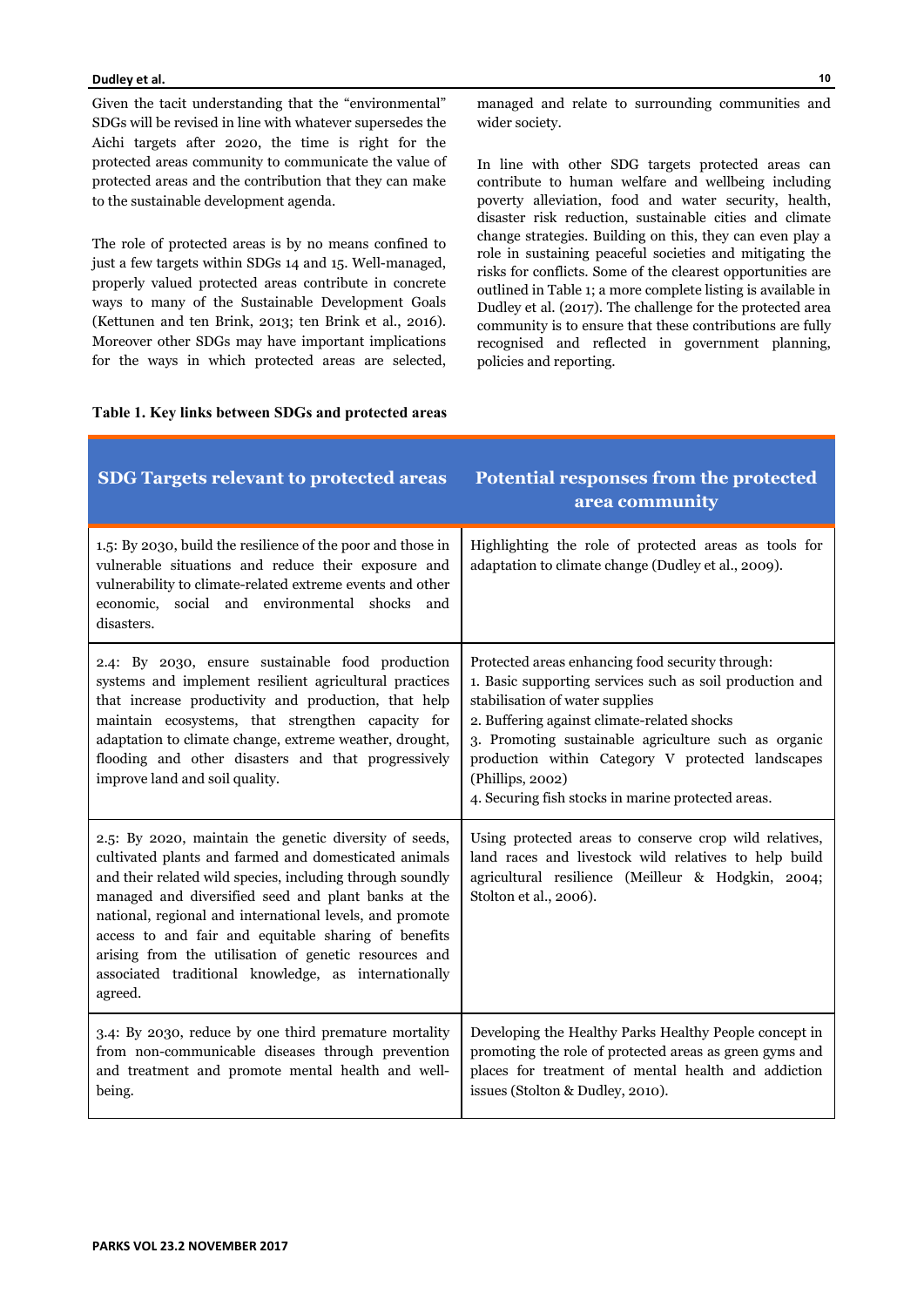Given the tacit understanding that the "environmental" SDGs will be revised in line with whatever supersedes the Aichi targets after 2020, the time is right for the protected areas community to communicate the value of protected areas and the contribution that they can make to the sustainable development agenda.

The role of protected areas is by no means confined to just a few targets within SDGs 14 and 15. Well-managed, properly valued protected areas contribute in concrete ways to many of the Sustainable Development Goals (Kettunen and ten Brink, 2013; ten Brink et al., 2016). Moreover other SDGs may have important implications for the ways in which protected areas are selected, managed and relate to surrounding communities and wider society.

In line with other SDG targets protected areas can contribute to human welfare and wellbeing including poverty alleviation, food and water security, health, disaster risk reduction, sustainable cities and climate change strategies. Building on this, they can even play a role in sustaining peaceful societies and mitigating the risks for conflicts. Some of the clearest opportunities are outlined in Table 1; a more complete listing is available in Dudley et al. (2017). The challenge for the protected area community is to ensure that these contributions are fully recognised and reflected in government planning, policies and reporting.

**Table 1. Key links between SDGs and protected areas**

| SDG Targets relevant to protected areas | Potential responses from the protected area community |
|---|---|
| 1.5: By 2030, build the resilience of the poor and those in vulnerable situations and reduce their exposure and vulnerability to climate-related extreme events and other economic, social and environmental shocks and disasters. | Highlighting the role of protected areas as tools for adaptation to climate change (Dudley et al., 2009). |
| 2.4: By 2030, ensure sustainable food production systems and implement resilient agricultural practices that increase productivity and production, that help maintain ecosystems, that strengthen capacity for adaptation to climate change, extreme weather, drought, flooding and other disasters and that progressively improve land and soil quality. | Protected areas enhancing food security through:<br>1. Basic supporting services such as soil production and stabilisation of water supplies<br>2. Buffering against climate-related shocks<br>3. Promoting sustainable agriculture such as organic production within Category V protected landscapes (Phillips, 2002)<br>4. Securing fish stocks in marine protected areas. |
| 2.5: By 2020, maintain the genetic diversity of seeds, cultivated plants and farmed and domesticated animals and their related wild species, including through soundly managed and diversified seed and plant banks at the national, regional and international levels, and promote access to and fair and equitable sharing of benefits arising from the utilisation of genetic resources and associated traditional knowledge, as internationally agreed. | Using protected areas to conserve crop wild relatives, land races and livestock wild relatives to help build agricultural resilience (Meilleur & Hodgkin, 2004; Stolton et al., 2006). |
| 3.4: By 2030, reduce by one third premature mortality from non-communicable diseases through prevention and treatment and promote mental health and well-being. | Developing the Healthy Parks Healthy People concept in promoting the role of protected areas as green gyms and places for treatment of mental health and addiction issues (Stolton & Dudley, 2010). |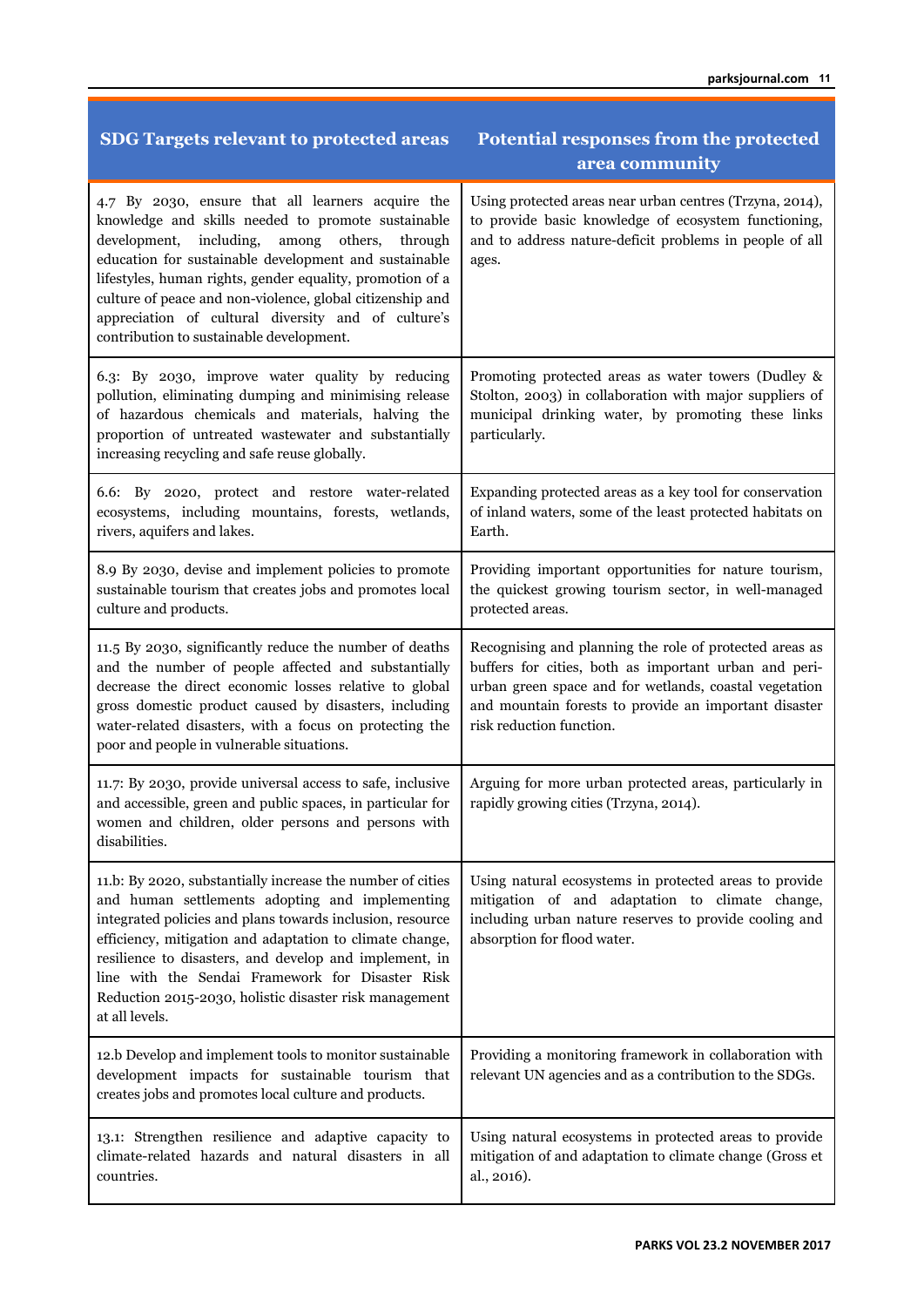| SDG Targets relevant to protected areas | Potential responses from the protected area community |
|---|---|
| 4.7 By 2030, ensure that all learners acquire the knowledge and skills needed to promote sustainable development, including, among others, through education for sustainable development and sustainable lifestyles, human rights, gender equality, promotion of a culture of peace and non-violence, global citizenship and appreciation of cultural diversity and of culture's contribution to sustainable development. | Using protected areas near urban centres (Trzyna, 2014), to provide basic knowledge of ecosystem functioning, and to address nature-deficit problems in people of all ages. |
| 6.3: By 2030, improve water quality by reducing pollution, eliminating dumping and minimising release of hazardous chemicals and materials, halving the proportion of untreated wastewater and substantially increasing recycling and safe reuse globally. | Promoting protected areas as water towers (Dudley & Stolton, 2003) in collaboration with major suppliers of municipal drinking water, by promoting these links particularly. |
| 6.6: By 2020, protect and restore water-related ecosystems, including mountains, forests, wetlands, rivers, aquifers and lakes. | Expanding protected areas as a key tool for conservation of inland waters, some of the least protected habitats on Earth. |
| 8.9 By 2030, devise and implement policies to promote sustainable tourism that creates jobs and promotes local culture and products. | Providing important opportunities for nature tourism, the quickest growing tourism sector, in well-managed protected areas. |
| 11.5 By 2030, significantly reduce the number of deaths and the number of people affected and substantially decrease the direct economic losses relative to global gross domestic product caused by disasters, including water-related disasters, with a focus on protecting the poor and people in vulnerable situations. | Recognising and planning the role of protected areas as buffers for cities, both as important urban and peri-urban green space and for wetlands, coastal vegetation and mountain forests to provide an important disaster risk reduction function. |
| 11.7: By 2030, provide universal access to safe, inclusive and accessible, green and public spaces, in particular for women and children, older persons and persons with disabilities. | Arguing for more urban protected areas, particularly in rapidly growing cities (Trzyna, 2014). |
| 11.b: By 2020, substantially increase the number of cities and human settlements adopting and implementing integrated policies and plans towards inclusion, resource efficiency, mitigation and adaptation to climate change, resilience to disasters, and develop and implement, in line with the Sendai Framework for Disaster Risk Reduction 2015-2030, holistic disaster risk management at all levels. | Using natural ecosystems in protected areas to provide mitigation of and adaptation to climate change, including urban nature reserves to provide cooling and absorption for flood water. |
| 12.b Develop and implement tools to monitor sustainable development impacts for sustainable tourism that creates jobs and promotes local culture and products. | Providing a monitoring framework in collaboration with relevant UN agencies and as a contribution to the SDGs. |
| 13.1: Strengthen resilience and adaptive capacity to climate-related hazards and natural disasters in all countries. | Using natural ecosystems in protected areas to provide mitigation of and adaptation to climate change (Gross et al., 2016). |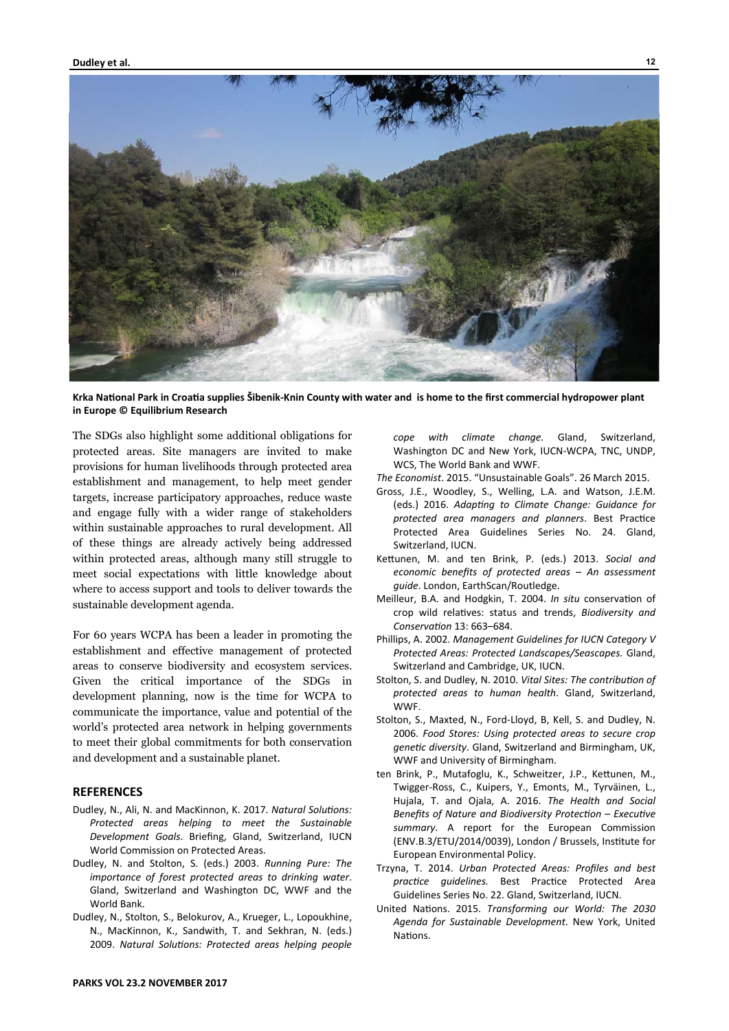**Krka National Park in Croatia supplies Šibenik-Knin County with water and is home to the first commercial hydropower plant in Europe © Equilibrium Research**

The SDGs also highlight some additional obligations for protected areas. Site managers are invited to make provisions for human livelihoods through protected area establishment and management, to help meet gender targets, increase participatory approaches, reduce waste and engage fully with a wider range of stakeholders within sustainable approaches to rural development. All of these things are already actively being addressed within protected areas, although many still struggle to meet social expectations with little knowledge about where to access support and tools to deliver towards the sustainable development agenda.

For 60 years WCPA has been a leader in promoting the establishment and effective management of protected areas to conserve biodiversity and ecosystem services. Given the critical importance of the SDGs in development planning, now is the time for WCPA to communicate the importance, value and potential of the world's protected area network in helping governments to meet their global commitments for both conservation and development and a sustainable planet.

## REFERENCES

Dudley, N., Ali, N. and MacKinnon, K. 2017. *Natural Solutions: Protected areas helping to meet the Sustainable Development Goals*. Briefing, Gland, Switzerland, IUCN World Commission on Protected Areas.

Dudley, N. and Stolton, S. (eds.) 2003. *Running Pure: The importance of forest protected areas to drinking water*. Gland, Switzerland and Washington DC, WWF and the World Bank.

Dudley, N., Stolton, S., Belokurov, A., Krueger, L., Lopoukhine, N., MacKinnon, K., Sandwith, T. and Sekhran, N. (eds.) 2009. *Natural Solutions: Protected areas helping people cope with climate change*. Gland, Switzerland, Washington DC and New York, IUCN-WCPA, TNC, UNDP, WCS, The World Bank and WWF.

*The Economist*. 2015. "Unsustainable Goals". 26 March 2015.

Gross, J.E., Woodley, S., Welling, L.A. and Watson, J.E.M. (eds.) 2016. *Adapting to Climate Change: Guidance for protected area managers and planners*. Best Practice Protected Area Guidelines Series No. 24. Gland, Switzerland, IUCN.

Kettunen, M. and ten Brink, P. (eds.) 2013. *Social and economic benefits of protected areas – An assessment guide*. London, EarthScan/Routledge.

Meilleur, B.A. and Hodgkin, T. 2004. *In situ* conservation of crop wild relatives: status and trends, *Biodiversity and Conservation* 13: 663–684.

Phillips, A. 2002. *Management Guidelines for IUCN Category V Protected Areas: Protected Landscapes/Seascapes.* Gland, Switzerland and Cambridge, UK, IUCN.

Stolton, S. and Dudley, N. 2010. *Vital Sites: The contribution of protected areas to human health*. Gland, Switzerland, WWF.

Stolton, S., Maxted, N., Ford-Lloyd, B, Kell, S. and Dudley, N. 2006. *Food Stores: Using protected areas to secure crop genetic diversity*. Gland, Switzerland and Birmingham, UK, WWF and University of Birmingham.

ten Brink, P., Mutafoglu, K., Schweitzer, J.P., Kettunen, M., Twigger-Ross, C., Kuipers, Y., Emonts, M., Tyrväinen, L., Hujala, T. and Ojala, A. 2016. *The Health and Social Benefits of Nature and Biodiversity Protection – Executive summary*. A report for the European Commission (ENV.B.3/ETU/2014/0039), London / Brussels, Institute for European Environmental Policy.

Trzyna, T. 2014. *Urban Protected Areas: Profiles and best practice guidelines.* Best Practice Protected Area Guidelines Series No. 22. Gland, Switzerland, IUCN.

United Nations. 2015. *Transforming our World: The 2030 Agenda for Sustainable Development*. New York, United Nations.